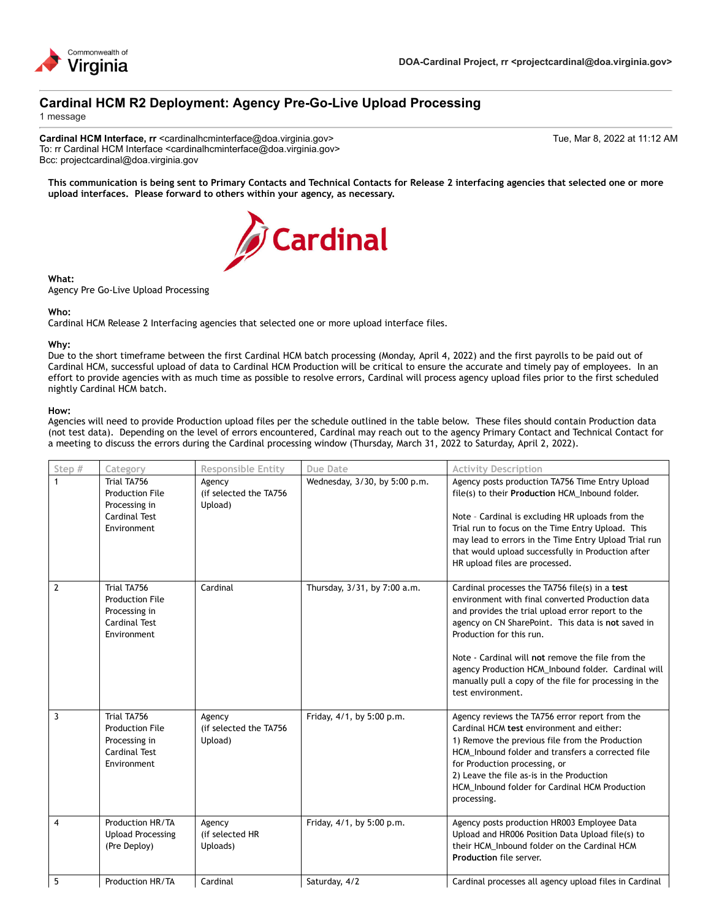Commonwealth of Virginia

DOA-Cardinal Project, rr <projectcardinal@doa.virginia.gov>

# Cardinal HCM R2 Deployment: Agency Pre-Go-Live Upload Processing

1 message

**Cardinal HCM Interface, rr** <cardinalhcminterface@doa.virginia.gov>
To: rr Cardinal HCM Interface <cardinalhcminterface@doa.virginia.gov>
Bcc: projectcardinal@doa.virginia.gov

Tue, Mar 8, 2022 at 11:12 AM

**This communication is being sent to Primary Contacts and Technical Contacts for Release 2 interfacing agencies that selected one or more upload interfaces. Please forward to others within your agency, as necessary.**

Cardinal

**What:**
Agency Pre Go-Live Upload Processing

**Who:**
Cardinal HCM Release 2 Interfacing agencies that selected one or more upload interface files.

**Why:**
Due to the short timeframe between the first Cardinal HCM batch processing (Monday, April 4, 2022) and the first payrolls to be paid out of Cardinal HCM, successful upload of data to Cardinal HCM Production will be critical to ensure the accurate and timely pay of employees. In an effort to provide agencies with as much time as possible to resolve errors, Cardinal will process agency upload files prior to the first scheduled nightly Cardinal HCM batch.

**How:**
Agencies will need to provide Production upload files per the schedule outlined in the table below. These files should contain Production data (not test data). Depending on the level of errors encountered, Cardinal may reach out to the agency Primary Contact and Technical Contact for a meeting to discuss the errors during the Cardinal processing window (Thursday, March 31, 2022 to Saturday, April 2, 2022).

| Step # | Category | Responsible Entity | Due Date | Activity Description |
|---|---|---|---|---|
| 1 | Trial TA756 Production File Processing in Cardinal Test Environment | Agency (if selected the TA756 Upload) | Wednesday, 3/30, by 5:00 p.m. | Agency posts production TA756 Time Entry Upload file(s) to their **Production** HCM_Inbound folder.<br><br>Note - Cardinal is excluding HR uploads from the Trial run to focus on the Time Entry Upload. This may lead to errors in the Time Entry Upload Trial run that would upload successfully in Production after HR upload files are processed. |
| 2 | Trial TA756 Production File Processing in Cardinal Test Environment | Cardinal | Thursday, 3/31, by 7:00 a.m. | Cardinal processes the TA756 file(s) in a **test** environment with final converted Production data and provides the trial upload error report to the agency on CN SharePoint. This data is **not** saved in Production for this run.<br><br>Note - Cardinal will **not** remove the file from the agency Production HCM_Inbound folder. Cardinal will manually pull a copy of the file for processing in the test environment. |
| 3 | Trial TA756 Production File Processing in Cardinal Test Environment | Agency (if selected the TA756 Upload) | Friday, 4/1, by 5:00 p.m. | Agency reviews the TA756 error report from the Cardinal HCM **test** environment and either:<br>1) Remove the previous file from the Production HCM_Inbound folder and transfers a corrected file for Production processing, or<br>2) Leave the file as-is in the Production HCM_Inbound folder for Cardinal HCM Production processing. |
| 4 | Production HR/TA Upload Processing (Pre Deploy) | Agency (if selected HR Uploads) | Friday, 4/1, by 5:00 p.m. | Agency posts production HR003 Employee Data Upload and HR006 Position Data Upload file(s) to their HCM_Inbound folder on the Cardinal HCM **Production** file server. |
| 5 | Production HR/TA | Cardinal | Saturday, 4/2 | Cardinal processes all agency upload files in Cardinal |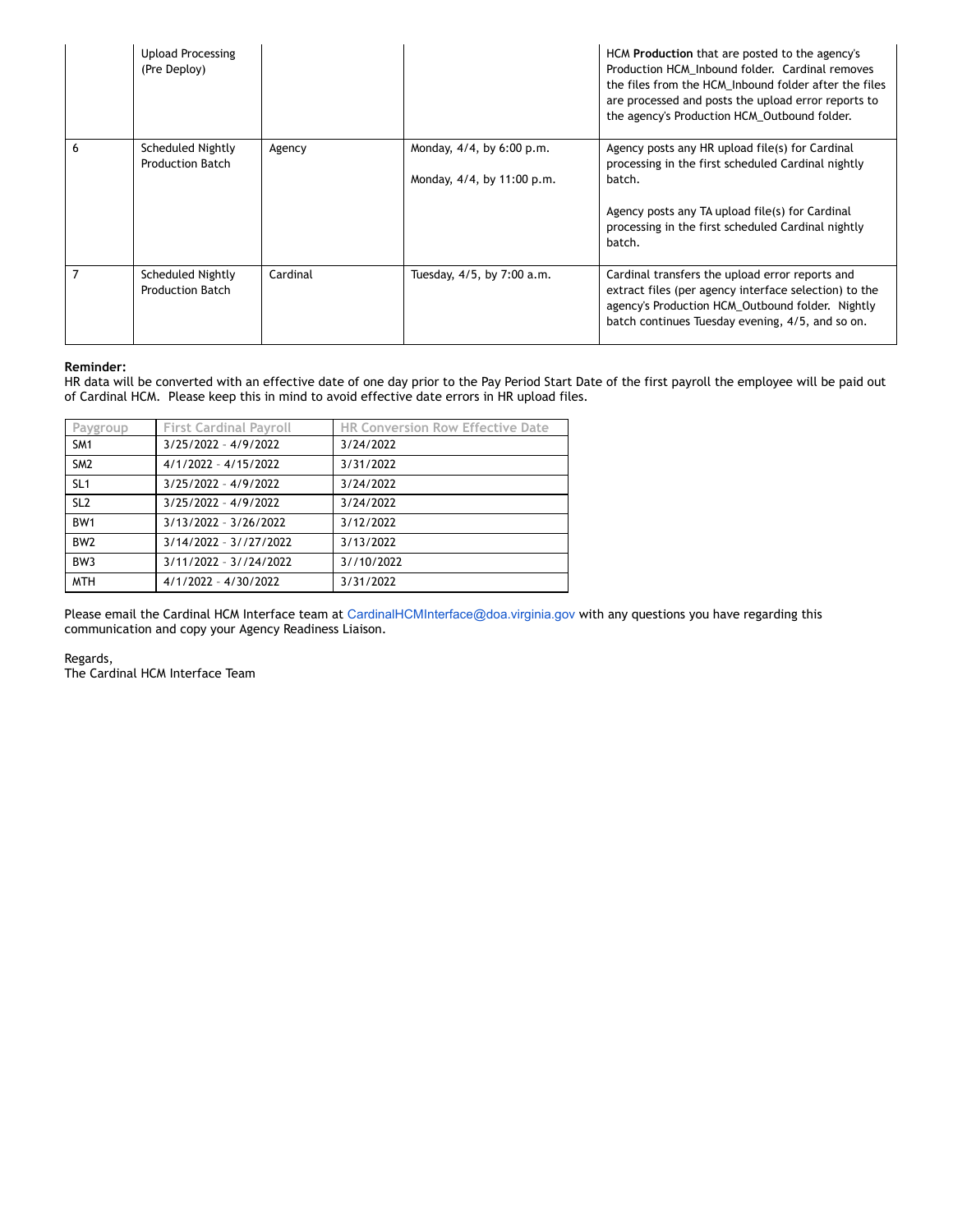| | | | | |
|---|---|---|---|---|
| | Upload Processing (Pre Deploy) | | | HCM **Production** that are posted to the agency's Production HCM_Inbound folder. Cardinal removes the files from the HCM_Inbound folder after the files are processed and posts the upload error reports to the agency's Production HCM_Outbound folder. |
| 6 | Scheduled Nightly Production Batch | Agency | Monday, 4/4, by 6:00 p.m.<br><br>Monday, 4/4, by 11:00 p.m. | Agency posts any HR upload file(s) for Cardinal processing in the first scheduled Cardinal nightly batch.<br><br>Agency posts any TA upload file(s) for Cardinal processing in the first scheduled Cardinal nightly batch. |
| 7 | Scheduled Nightly Production Batch | Cardinal | Tuesday, 4/5, by 7:00 a.m. | Cardinal transfers the upload error reports and extract files (per agency interface selection) to the agency's Production HCM_Outbound folder. Nightly batch continues Tuesday evening, 4/5, and so on. |

**Reminder:**
HR data will be converted with an effective date of one day prior to the Pay Period Start Date of the first payroll the employee will be paid out of Cardinal HCM. Please keep this in mind to avoid effective date errors in HR upload files.

| Paygroup | First Cardinal Payroll | HR Conversion Row Effective Date |
|---|---|---|
| SM1 | 3/25/2022 - 4/9/2022 | 3/24/2022 |
| SM2 | 4/1/2022 - 4/15/2022 | 3/31/2022 |
| SL1 | 3/25/2022 - 4/9/2022 | 3/24/2022 |
| SL2 | 3/25/2022 - 4/9/2022 | 3/24/2022 |
| BW1 | 3/13/2022 - 3/26/2022 | 3/12/2022 |
| BW2 | 3/14/2022 - 3//27/2022 | 3/13/2022 |
| BW3 | 3/11/2022 - 3//24/2022 | 3//10/2022 |
| MTH | 4/1/2022 - 4/30/2022 | 3/31/2022 |

Please email the Cardinal HCM Interface team at CardinalHCMInterface@doa.virginia.gov with any questions you have regarding this communication and copy your Agency Readiness Liaison.

Regards,
The Cardinal HCM Interface Team